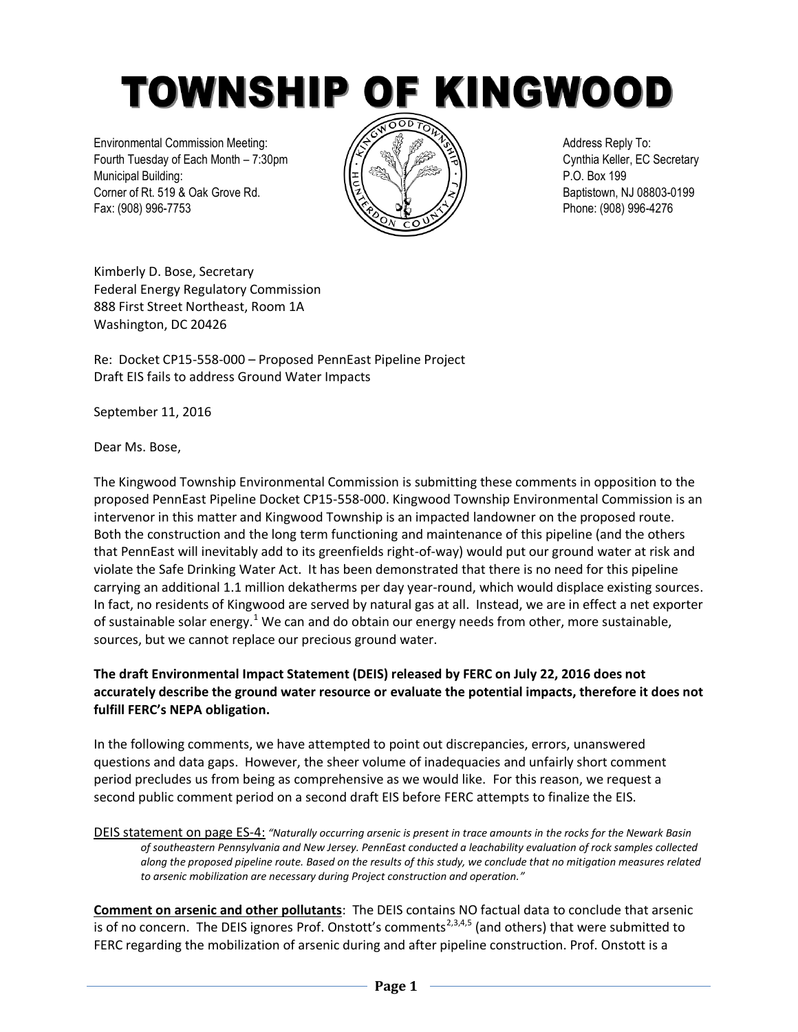# TOWNSHIP OF KINGWOOD

Environmental Commission Meeting:
Fourth Tuesday of Each Month – 7:30pm
Municipal Building:
Corner of Rt. 519 & Oak Grove Rd.
Fax: (908) 996-7753

Address Reply To:
Cynthia Keller, EC Secretary
P.O. Box 199
Baptistown, NJ 08803-0199
Phone: (908) 996-4276

Kimberly D. Bose, Secretary
Federal Energy Regulatory Commission
888 First Street Northeast, Room 1A
Washington, DC 20426

Re: Docket CP15-558-000 – Proposed PennEast Pipeline Project
Draft EIS fails to address Ground Water Impacts

September 11, 2016

Dear Ms. Bose,

The Kingwood Township Environmental Commission is submitting these comments in opposition to the proposed PennEast Pipeline Docket CP15-558-000. Kingwood Township Environmental Commission is an intervenor in this matter and Kingwood Township is an impacted landowner on the proposed route. Both the construction and the long term functioning and maintenance of this pipeline (and the others that PennEast will inevitably add to its greenfields right-of-way) would put our ground water at risk and violate the Safe Drinking Water Act. It has been demonstrated that there is no need for this pipeline carrying an additional 1.1 million dekatherms per day year-round, which would displace existing sources. In fact, no residents of Kingwood are served by natural gas at all. Instead, we are in effect a net exporter of sustainable solar energy.[1] We can and do obtain our energy needs from other, more sustainable, sources, but we cannot replace our precious ground water.

**The draft Environmental Impact Statement (DEIS) released by FERC on July 22, 2016 does not accurately describe the ground water resource or evaluate the potential impacts, therefore it does not fulfill FERC's NEPA obligation.**

In the following comments, we have attempted to point out discrepancies, errors, unanswered questions and data gaps. However, the sheer volume of inadequacies and unfairly short comment period precludes us from being as comprehensive as we would like. For this reason, we request a second public comment period on a second draft EIS before FERC attempts to finalize the EIS.

DEIS statement on page ES-4: *"Naturally occurring arsenic is present in trace amounts in the rocks for the Newark Basin of southeastern Pennsylvania and New Jersey. PennEast conducted a leachability evaluation of rock samples collected along the proposed pipeline route. Based on the results of this study, we conclude that no mitigation measures related to arsenic mobilization are necessary during Project construction and operation."*

**Comment on arsenic and other pollutants**: The DEIS contains NO factual data to conclude that arsenic is of no concern. The DEIS ignores Prof. Onstott's comments[2,3,4,5] (and others) that were submitted to FERC regarding the mobilization of arsenic during and after pipeline construction. Prof. Onstott is a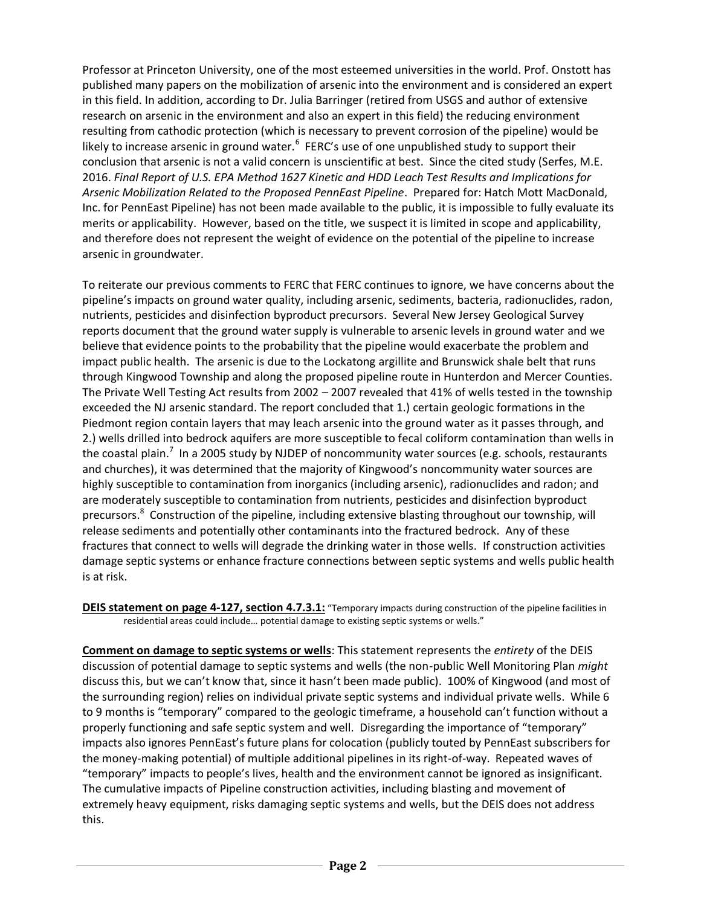Professor at Princeton University, one of the most esteemed universities in the world. Prof. Onstott has published many papers on the mobilization of arsenic into the environment and is considered an expert in this field. In addition, according to Dr. Julia Barringer (retired from USGS and author of extensive research on arsenic in the environment and also an expert in this field) the reducing environment resulting from cathodic protection (which is necessary to prevent corrosion of the pipeline) would be likely to increase arsenic in ground water.[6] FERC's use of one unpublished study to support their conclusion that arsenic is not a valid concern is unscientific at best. Since the cited study (Serfes, M.E. 2016. *Final Report of U.S. EPA Method 1627 Kinetic and HDD Leach Test Results and Implications for Arsenic Mobilization Related to the Proposed PennEast Pipeline*. Prepared for: Hatch Mott MacDonald, Inc. for PennEast Pipeline) has not been made available to the public, it is impossible to fully evaluate its merits or applicability. However, based on the title, we suspect it is limited in scope and applicability, and therefore does not represent the weight of evidence on the potential of the pipeline to increase arsenic in groundwater.

To reiterate our previous comments to FERC that FERC continues to ignore, we have concerns about the pipeline's impacts on ground water quality, including arsenic, sediments, bacteria, radionuclides, radon, nutrients, pesticides and disinfection byproduct precursors. Several New Jersey Geological Survey reports document that the ground water supply is vulnerable to arsenic levels in ground water and we believe that evidence points to the probability that the pipeline would exacerbate the problem and impact public health. The arsenic is due to the Lockatong argillite and Brunswick shale belt that runs through Kingwood Township and along the proposed pipeline route in Hunterdon and Mercer Counties. The Private Well Testing Act results from 2002 – 2007 revealed that 41% of wells tested in the township exceeded the NJ arsenic standard. The report concluded that 1.) certain geologic formations in the Piedmont region contain layers that may leach arsenic into the ground water as it passes through, and 2.) wells drilled into bedrock aquifers are more susceptible to fecal coliform contamination than wells in the coastal plain.[7] In a 2005 study by NJDEP of noncommunity water sources (e.g. schools, restaurants and churches), it was determined that the majority of Kingwood's noncommunity water sources are highly susceptible to contamination from inorganics (including arsenic), radionuclides and radon; and are moderately susceptible to contamination from nutrients, pesticides and disinfection byproduct precursors.[8] Construction of the pipeline, including extensive blasting throughout our township, will release sediments and potentially other contaminants into the fractured bedrock. Any of these fractures that connect to wells will degrade the drinking water in those wells. If construction activities damage septic systems or enhance fracture connections between septic systems and wells public health is at risk.

**DEIS statement on page 4-127, section 4.7.3.1:** "Temporary impacts during construction of the pipeline facilities in residential areas could include… potential damage to existing septic systems or wells."

**Comment on damage to septic systems or wells**: This statement represents the *entirety* of the DEIS discussion of potential damage to septic systems and wells (the non-public Well Monitoring Plan *might* discuss this, but we can't know that, since it hasn't been made public). 100% of Kingwood (and most of the surrounding region) relies on individual private septic systems and individual private wells. While 6 to 9 months is "temporary" compared to the geologic timeframe, a household can't function without a properly functioning and safe septic system and well. Disregarding the importance of "temporary" impacts also ignores PennEast's future plans for colocation (publicly touted by PennEast subscribers for the money-making potential) of multiple additional pipelines in its right-of-way. Repeated waves of "temporary" impacts to people's lives, health and the environment cannot be ignored as insignificant. The cumulative impacts of Pipeline construction activities, including blasting and movement of extremely heavy equipment, risks damaging septic systems and wells, but the DEIS does not address this.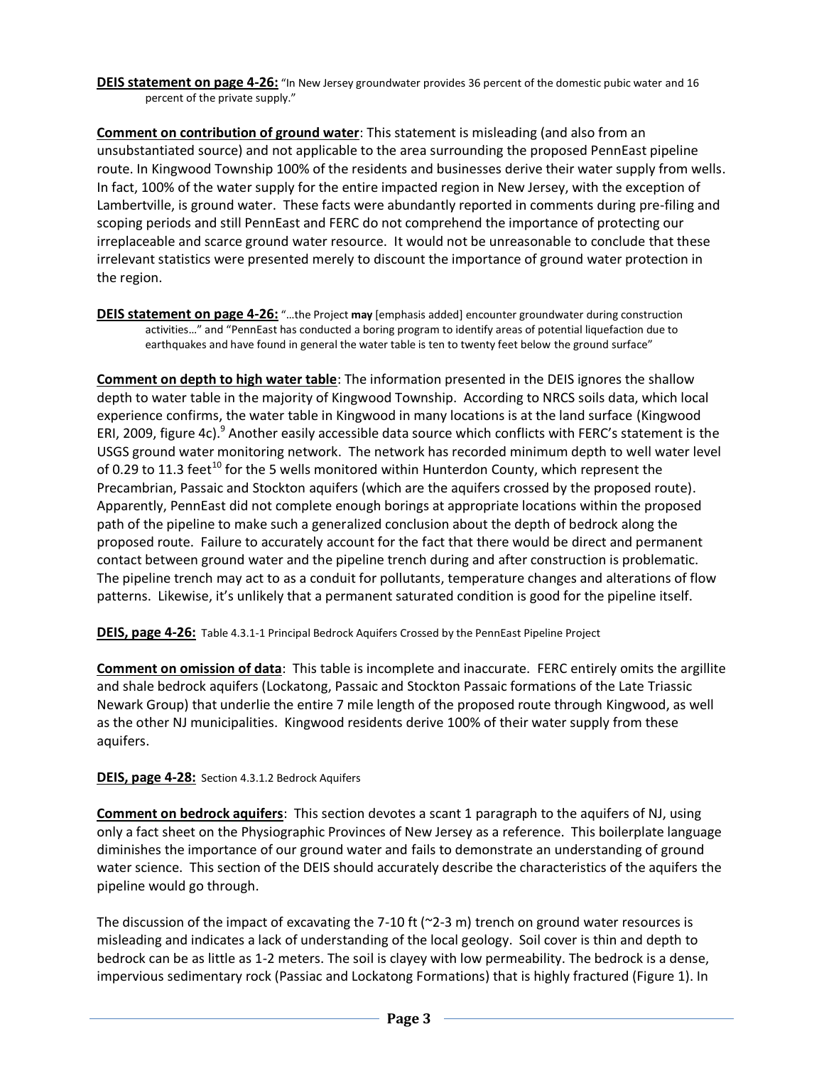**DEIS statement on page 4-26:** "In New Jersey groundwater provides 36 percent of the domestic pubic water and 16 percent of the private supply."

**Comment on contribution of ground water**: This statement is misleading (and also from an unsubstantiated source) and not applicable to the area surrounding the proposed PennEast pipeline route. In Kingwood Township 100% of the residents and businesses derive their water supply from wells. In fact, 100% of the water supply for the entire impacted region in New Jersey, with the exception of Lambertville, is ground water. These facts were abundantly reported in comments during pre-filing and scoping periods and still PennEast and FERC do not comprehend the importance of protecting our irreplaceable and scarce ground water resource. It would not be unreasonable to conclude that these irrelevant statistics were presented merely to discount the importance of ground water protection in the region.

**DEIS statement on page 4-26:** "…the Project **may** [emphasis added] encounter groundwater during construction activities…" and "PennEast has conducted a boring program to identify areas of potential liquefaction due to earthquakes and have found in general the water table is ten to twenty feet below the ground surface"

**Comment on depth to high water table**: The information presented in the DEIS ignores the shallow depth to water table in the majority of Kingwood Township. According to NRCS soils data, which local experience confirms, the water table in Kingwood in many locations is at the land surface (Kingwood ERI, 2009, figure 4c).[9] Another easily accessible data source which conflicts with FERC's statement is the USGS ground water monitoring network. The network has recorded minimum depth to well water level of 0.29 to 11.3 feet[10] for the 5 wells monitored within Hunterdon County, which represent the Precambrian, Passaic and Stockton aquifers (which are the aquifers crossed by the proposed route). Apparently, PennEast did not complete enough borings at appropriate locations within the proposed path of the pipeline to make such a generalized conclusion about the depth of bedrock along the proposed route. Failure to accurately account for the fact that there would be direct and permanent contact between ground water and the pipeline trench during and after construction is problematic. The pipeline trench may act to as a conduit for pollutants, temperature changes and alterations of flow patterns. Likewise, it's unlikely that a permanent saturated condition is good for the pipeline itself.

**DEIS, page 4-26:** Table 4.3.1-1 Principal Bedrock Aquifers Crossed by the PennEast Pipeline Project

**Comment on omission of data**: This table is incomplete and inaccurate. FERC entirely omits the argillite and shale bedrock aquifers (Lockatong, Passaic and Stockton Passaic formations of the Late Triassic Newark Group) that underlie the entire 7 mile length of the proposed route through Kingwood, as well as the other NJ municipalities. Kingwood residents derive 100% of their water supply from these aquifers.

**DEIS, page 4-28:** Section 4.3.1.2 Bedrock Aquifers

**Comment on bedrock aquifers**: This section devotes a scant 1 paragraph to the aquifers of NJ, using only a fact sheet on the Physiographic Provinces of New Jersey as a reference. This boilerplate language diminishes the importance of our ground water and fails to demonstrate an understanding of ground water science. This section of the DEIS should accurately describe the characteristics of the aquifers the pipeline would go through.

The discussion of the impact of excavating the 7-10 ft (~2-3 m) trench on ground water resources is misleading and indicates a lack of understanding of the local geology. Soil cover is thin and depth to bedrock can be as little as 1-2 meters. The soil is clayey with low permeability. The bedrock is a dense, impervious sedimentary rock (Passiac and Lockatong Formations) that is highly fractured (Figure 1). In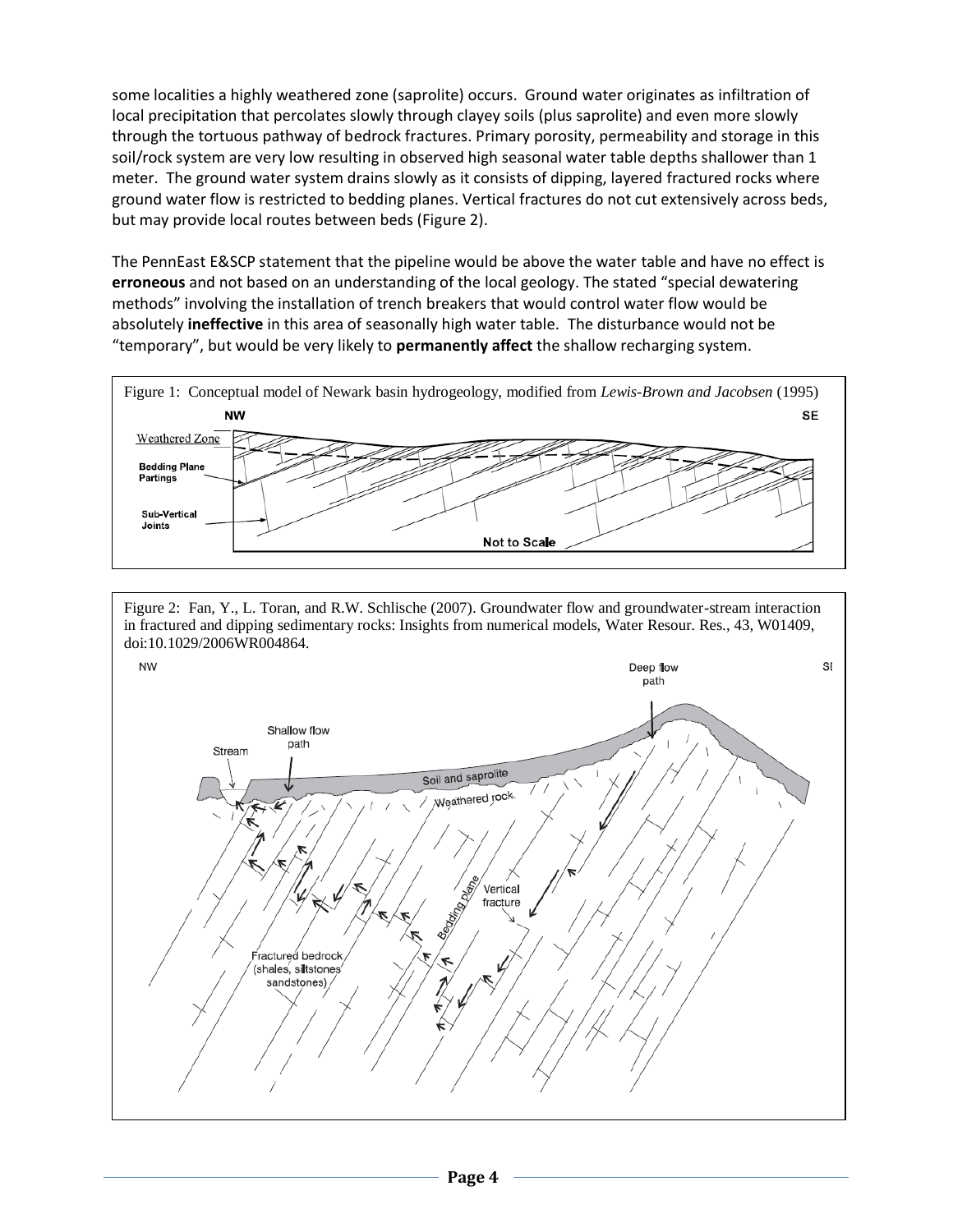some localities a highly weathered zone (saprolite) occurs. Ground water originates as infiltration of local precipitation that percolates slowly through clayey soils (plus saprolite) and even more slowly through the tortuous pathway of bedrock fractures. Primary porosity, permeability and storage in this soil/rock system are very low resulting in observed high seasonal water table depths shallower than 1 meter. The ground water system drains slowly as it consists of dipping, layered fractured rocks where ground water flow is restricted to bedding planes. Vertical fractures do not cut extensively across beds, but may provide local routes between beds (Figure 2).

The PennEast E&SCP statement that the pipeline would be above the water table and have no effect is **erroneous** and not based on an understanding of the local geology. The stated "special dewatering methods" involving the installation of trench breakers that would control water flow would be absolutely **ineffective** in this area of seasonally high water table. The disturbance would not be "temporary", but would be very likely to **permanently affect** the shallow recharging system.

Figure 1: Conceptual model of Newark basin hydrogeology, modified from *Lewis-Brown and Jacobsen* (1995)

Figure 2: Fan, Y., L. Toran, and R.W. Schlische (2007). Groundwater flow and groundwater-stream interaction in fractured and dipping sedimentary rocks: Insights from numerical models, Water Resour. Res., 43, W01409, doi:10.1029/2006WR004864.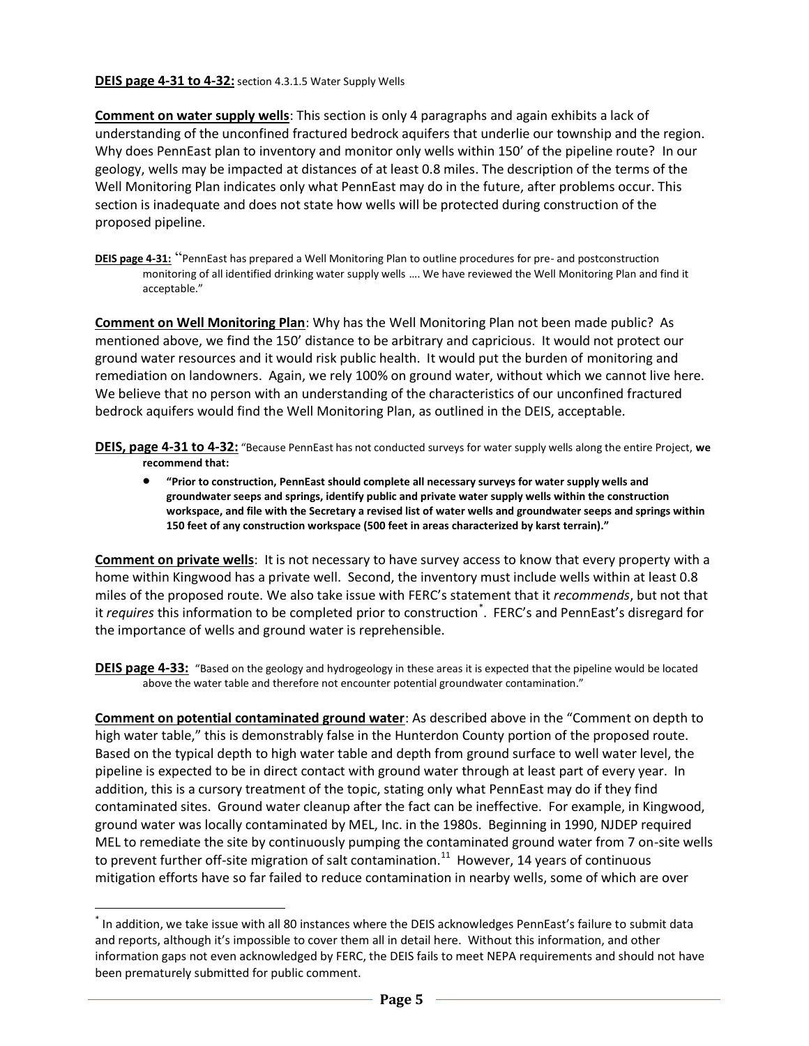**DEIS page 4-31 to 4-32:** section 4.3.1.5 Water Supply Wells

**Comment on water supply wells**: This section is only 4 paragraphs and again exhibits a lack of understanding of the unconfined fractured bedrock aquifers that underlie our township and the region. Why does PennEast plan to inventory and monitor only wells within 150' of the pipeline route? In our geology, wells may be impacted at distances of at least 0.8 miles. The description of the terms of the Well Monitoring Plan indicates only what PennEast may do in the future, after problems occur. This section is inadequate and does not state how wells will be protected during construction of the proposed pipeline.

**DEIS page 4-31:** "PennEast has prepared a Well Monitoring Plan to outline procedures for pre- and postconstruction monitoring of all identified drinking water supply wells …. We have reviewed the Well Monitoring Plan and find it acceptable."

**Comment on Well Monitoring Plan**: Why has the Well Monitoring Plan not been made public? As mentioned above, we find the 150' distance to be arbitrary and capricious. It would not protect our ground water resources and it would risk public health. It would put the burden of monitoring and remediation on landowners. Again, we rely 100% on ground water, without which we cannot live here. We believe that no person with an understanding of the characteristics of our unconfined fractured bedrock aquifers would find the Well Monitoring Plan, as outlined in the DEIS, acceptable.

**DEIS, page 4-31 to 4-32:** "Because PennEast has not conducted surveys for water supply wells along the entire Project, **we recommend that:**

- **"Prior to construction, PennEast should complete all necessary surveys for water supply wells and groundwater seeps and springs, identify public and private water supply wells within the construction workspace, and file with the Secretary a revised list of water wells and groundwater seeps and springs within 150 feet of any construction workspace (500 feet in areas characterized by karst terrain)."**

**Comment on private wells**: It is not necessary to have survey access to know that every property with a home within Kingwood has a private well. Second, the inventory must include wells within at least 0.8 miles of the proposed route. We also take issue with FERC's statement that it *recommends*, but not that it *requires* this information to be completed prior to construction[*]. FERC's and PennEast's disregard for the importance of wells and ground water is reprehensible.

**DEIS page 4-33:** "Based on the geology and hydrogeology in these areas it is expected that the pipeline would be located above the water table and therefore not encounter potential groundwater contamination."

**Comment on potential contaminated ground water**: As described above in the "Comment on depth to high water table," this is demonstrably false in the Hunterdon County portion of the proposed route. Based on the typical depth to high water table and depth from ground surface to well water level, the pipeline is expected to be in direct contact with ground water through at least part of every year. In addition, this is a cursory treatment of the topic, stating only what PennEast may do if they find contaminated sites. Ground water cleanup after the fact can be ineffective. For example, in Kingwood, ground water was locally contaminated by MEL, Inc. in the 1980s. Beginning in 1990, NJDEP required MEL to remediate the site by continuously pumping the contaminated ground water from 7 on-site wells to prevent further off-site migration of salt contamination.[11] However, 14 years of continuous mitigation efforts have so far failed to reduce contamination in nearby wells, some of which are over

---

[*] In addition, we take issue with all 80 instances where the DEIS acknowledges PennEast's failure to submit data and reports, although it's impossible to cover them all in detail here. Without this information, and other information gaps not even acknowledged by FERC, the DEIS fails to meet NEPA requirements and should not have been prematurely submitted for public comment.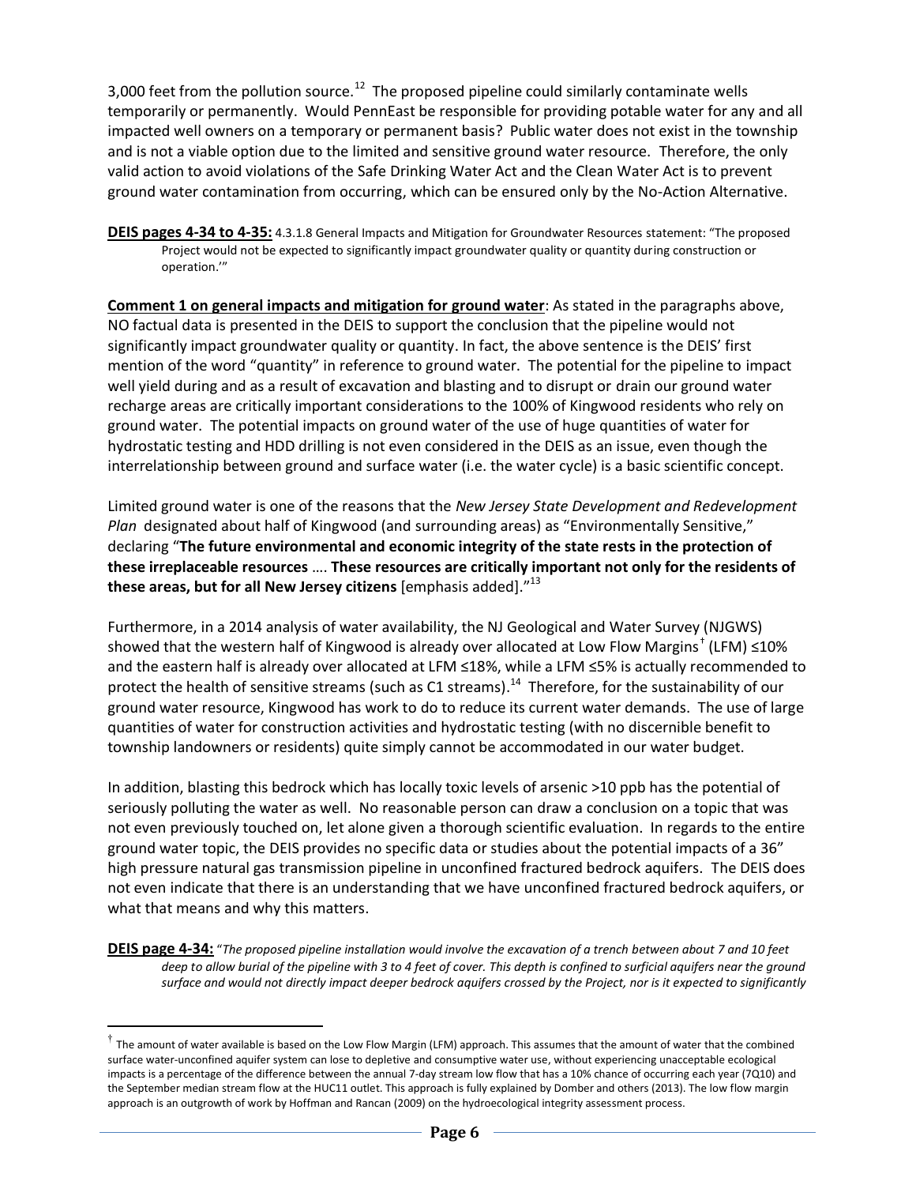3,000 feet from the pollution source.[12] The proposed pipeline could similarly contaminate wells temporarily or permanently. Would PennEast be responsible for providing potable water for any and all impacted well owners on a temporary or permanent basis? Public water does not exist in the township and is not a viable option due to the limited and sensitive ground water resource. Therefore, the only valid action to avoid violations of the Safe Drinking Water Act and the Clean Water Act is to prevent ground water contamination from occurring, which can be ensured only by the No-Action Alternative.

**<u>DEIS pages 4-34 to 4-35:</u>** 4.3.1.8 General Impacts and Mitigation for Groundwater Resources statement: "The proposed Project would not be expected to significantly impact groundwater quality or quantity during construction or operation.'"

**<u>Comment 1 on general impacts and mitigation for ground water</u>**: As stated in the paragraphs above, NO factual data is presented in the DEIS to support the conclusion that the pipeline would not significantly impact groundwater quality or quantity. In fact, the above sentence is the DEIS' first mention of the word "quantity" in reference to ground water. The potential for the pipeline to impact well yield during and as a result of excavation and blasting and to disrupt or drain our ground water recharge areas are critically important considerations to the 100% of Kingwood residents who rely on ground water. The potential impacts on ground water of the use of huge quantities of water for hydrostatic testing and HDD drilling is not even considered in the DEIS as an issue, even though the interrelationship between ground and surface water (i.e. the water cycle) is a basic scientific concept.

Limited ground water is one of the reasons that the *New Jersey State Development and Redevelopment Plan* designated about half of Kingwood (and surrounding areas) as "Environmentally Sensitive," declaring "**The future environmental and economic integrity of the state rests in the protection of these irreplaceable resources** …. **These resources are critically important not only for the residents of these areas, but for all New Jersey citizens** [emphasis added]."[13]

Furthermore, in a 2014 analysis of water availability, the NJ Geological and Water Survey (NJGWS) showed that the western half of Kingwood is already over allocated at Low Flow Margins[†] (LFM) ≤10% and the eastern half is already over allocated at LFM ≤18%, while a LFM ≤5% is actually recommended to protect the health of sensitive streams (such as C1 streams).[14] Therefore, for the sustainability of our ground water resource, Kingwood has work to do to reduce its current water demands. The use of large quantities of water for construction activities and hydrostatic testing (with no discernible benefit to township landowners or residents) quite simply cannot be accommodated in our water budget.

In addition, blasting this bedrock which has locally toxic levels of arsenic >10 ppb has the potential of seriously polluting the water as well. No reasonable person can draw a conclusion on a topic that was not even previously touched on, let alone given a thorough scientific evaluation. In regards to the entire ground water topic, the DEIS provides no specific data or studies about the potential impacts of a 36" high pressure natural gas transmission pipeline in unconfined fractured bedrock aquifers. The DEIS does not even indicate that there is an understanding that we have unconfined fractured bedrock aquifers, or what that means and why this matters.

**<u>DEIS page 4-34:</u>** "*The proposed pipeline installation would involve the excavation of a trench between about 7 and 10 feet deep to allow burial of the pipeline with 3 to 4 feet of cover. This depth is confined to surficial aquifers near the ground surface and would not directly impact deeper bedrock aquifers crossed by the Project, nor is it expected to significantly*

---

[†] The amount of water available is based on the Low Flow Margin (LFM) approach. This assumes that the amount of water that the combined surface water-unconfined aquifer system can lose to depletive and consumptive water use, without experiencing unacceptable ecological impacts is a percentage of the difference between the annual 7-day stream low flow that has a 10% chance of occurring each year (7Q10) and the September median stream flow at the HUC11 outlet. This approach is fully explained by Domber and others (2013). The low flow margin approach is an outgrowth of work by Hoffman and Rancan (2009) on the hydroecological integrity assessment process.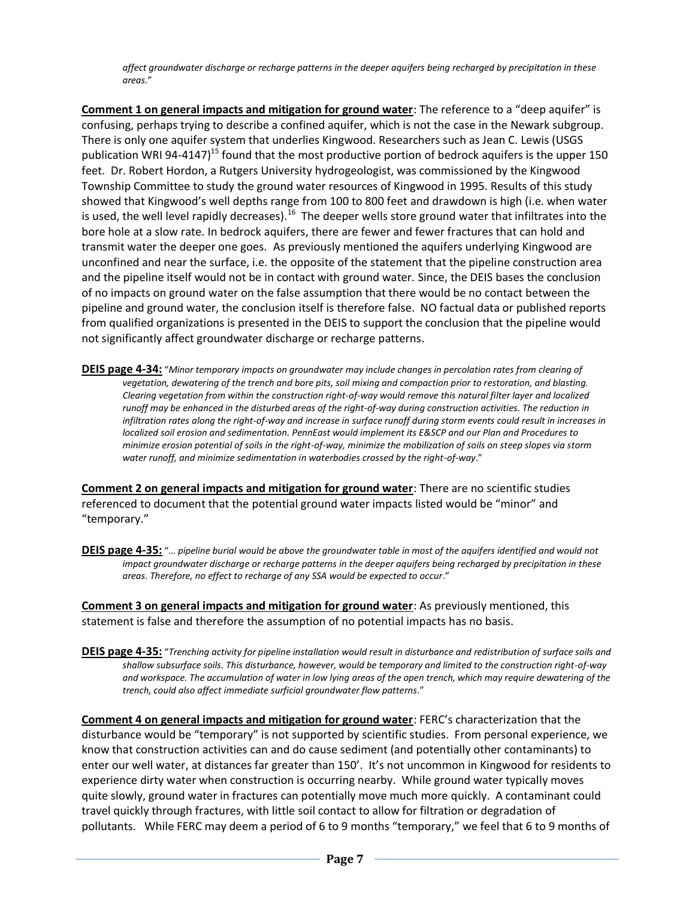*affect groundwater discharge or recharge patterns in the deeper aquifers being recharged by precipitation in these areas.*"

**Comment 1 on general impacts and mitigation for ground water**: The reference to a "deep aquifer" is confusing, perhaps trying to describe a confined aquifer, which is not the case in the Newark subgroup. There is only one aquifer system that underlies Kingwood. Researchers such as Jean C. Lewis (USGS publication WRI 94-4147)[15] found that the most productive portion of bedrock aquifers is the upper 150 feet. Dr. Robert Hordon, a Rutgers University hydrogeologist, was commissioned by the Kingwood Township Committee to study the ground water resources of Kingwood in 1995. Results of this study showed that Kingwood's well depths range from 100 to 800 feet and drawdown is high (i.e. when water is used, the well level rapidly decreases).[16] The deeper wells store ground water that infiltrates into the bore hole at a slow rate. In bedrock aquifers, there are fewer and fewer fractures that can hold and transmit water the deeper one goes. As previously mentioned the aquifers underlying Kingwood are unconfined and near the surface, i.e. the opposite of the statement that the pipeline construction area and the pipeline itself would not be in contact with ground water. Since, the DEIS bases the conclusion of no impacts on ground water on the false assumption that there would be no contact between the pipeline and ground water, the conclusion itself is therefore false. NO factual data or published reports from qualified organizations is presented in the DEIS to support the conclusion that the pipeline would not significantly affect groundwater discharge or recharge patterns.

**DEIS page 4-34:** "*Minor temporary impacts on groundwater may include changes in percolation rates from clearing of vegetation, dewatering of the trench and bore pits, soil mixing and compaction prior to restoration, and blasting. Clearing vegetation from within the construction right-of-way would remove this natural filter layer and localized runoff may be enhanced in the disturbed areas of the right-of-way during construction activities. The reduction in infiltration rates along the right-of-way and increase in surface runoff during storm events could result in increases in localized soil erosion and sedimentation. PennEast would implement its E&SCP and our Plan and Procedures to minimize erosion potential of soils in the right-of-way, minimize the mobilization of soils on steep slopes via storm water runoff, and minimize sedimentation in waterbodies crossed by the right-of-way*."

**Comment 2 on general impacts and mitigation for ground water**: There are no scientific studies referenced to document that the potential ground water impacts listed would be "minor" and "temporary."

**DEIS page 4-35:** "*… pipeline burial would be above the groundwater table in most of the aquifers identified and would not impact groundwater discharge or recharge patterns in the deeper aquifers being recharged by precipitation in these areas. Therefore, no effect to recharge of any SSA would be expected to occur*."

**Comment 3 on general impacts and mitigation for ground water**: As previously mentioned, this statement is false and therefore the assumption of no potential impacts has no basis.

**DEIS page 4-35:** "*Trenching activity for pipeline installation would result in disturbance and redistribution of surface soils and shallow subsurface soils. This disturbance, however, would be temporary and limited to the construction right-of-way and workspace. The accumulation of water in low lying areas of the open trench, which may require dewatering of the trench, could also affect immediate surficial groundwater flow patterns*."

**Comment 4 on general impacts and mitigation for ground water**: FERC's characterization that the disturbance would be "temporary" is not supported by scientific studies. From personal experience, we know that construction activities can and do cause sediment (and potentially other contaminants) to enter our well water, at distances far greater than 150'. It's not uncommon in Kingwood for residents to experience dirty water when construction is occurring nearby. While ground water typically moves quite slowly, ground water in fractures can potentially move much more quickly. A contaminant could travel quickly through fractures, with little soil contact to allow for filtration or degradation of pollutants. While FERC may deem a period of 6 to 9 months "temporary," we feel that 6 to 9 months of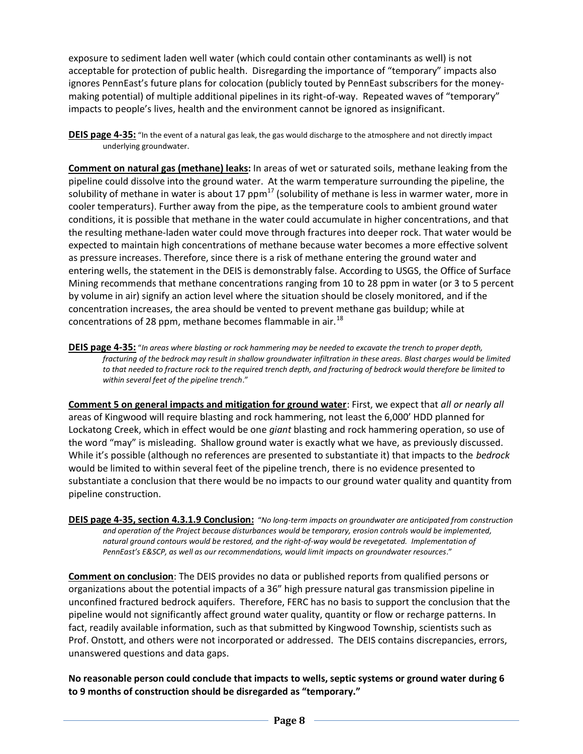exposure to sediment laden well water (which could contain other contaminants as well) is not acceptable for protection of public health. Disregarding the importance of "temporary" impacts also ignores PennEast's future plans for colocation (publicly touted by PennEast subscribers for the money-making potential) of multiple additional pipelines in its right-of-way. Repeated waves of "temporary" impacts to people's lives, health and the environment cannot be ignored as insignificant.

**DEIS page 4-35:** "In the event of a natural gas leak, the gas would discharge to the atmosphere and not directly impact underlying groundwater.

**Comment on natural gas (methane) leaks:** In areas of wet or saturated soils, methane leaking from the pipeline could dissolve into the ground water. At the warm temperature surrounding the pipeline, the solubility of methane in water is about 17 ppm[17] (solubility of methane is less in warmer water, more in cooler temperaturs). Further away from the pipe, as the temperature cools to ambient ground water conditions, it is possible that methane in the water could accumulate in higher concentrations, and that the resulting methane-laden water could move through fractures into deeper rock. That water would be expected to maintain high concentrations of methane because water becomes a more effective solvent as pressure increases. Therefore, since there is a risk of methane entering the ground water and entering wells, the statement in the DEIS is demonstrably false. According to USGS, the Office of Surface Mining recommends that methane concentrations ranging from 10 to 28 ppm in water (or 3 to 5 percent by volume in air) signify an action level where the situation should be closely monitored, and if the concentration increases, the area should be vented to prevent methane gas buildup; while at concentrations of 28 ppm, methane becomes flammable in air.[18]

**DEIS page 4-35:** "*In areas where blasting or rock hammering may be needed to excavate the trench to proper depth, fracturing of the bedrock may result in shallow groundwater infiltration in these areas. Blast charges would be limited to that needed to fracture rock to the required trench depth, and fracturing of bedrock would therefore be limited to within several feet of the pipeline trench*."

**Comment 5 on general impacts and mitigation for ground water**: First, we expect that *all or nearly all* areas of Kingwood will require blasting and rock hammering, not least the 6,000' HDD planned for Lockatong Creek, which in effect would be one *giant* blasting and rock hammering operation, so use of the word "may" is misleading. Shallow ground water is exactly what we have, as previously discussed. While it's possible (although no references are presented to substantiate it) that impacts to the *bedrock* would be limited to within several feet of the pipeline trench, there is no evidence presented to substantiate a conclusion that there would be no impacts to our ground water quality and quantity from pipeline construction.

**DEIS page 4-35, section 4.3.1.9 Conclusion:** "*No long-term impacts on groundwater are anticipated from construction and operation of the Project because disturbances would be temporary, erosion controls would be implemented, natural ground contours would be restored, and the right-of-way would be revegetated. Implementation of PennEast's E&SCP, as well as our recommendations, would limit impacts on groundwater resources*."

**Comment on conclusion**: The DEIS provides no data or published reports from qualified persons or organizations about the potential impacts of a 36" high pressure natural gas transmission pipeline in unconfined fractured bedrock aquifers. Therefore, FERC has no basis to support the conclusion that the pipeline would not significantly affect ground water quality, quantity or flow or recharge patterns. In fact, readily available information, such as that submitted by Kingwood Township, scientists such as Prof. Onstott, and others were not incorporated or addressed. The DEIS contains discrepancies, errors, unanswered questions and data gaps.

**No reasonable person could conclude that impacts to wells, septic systems or ground water during 6 to 9 months of construction should be disregarded as "temporary."**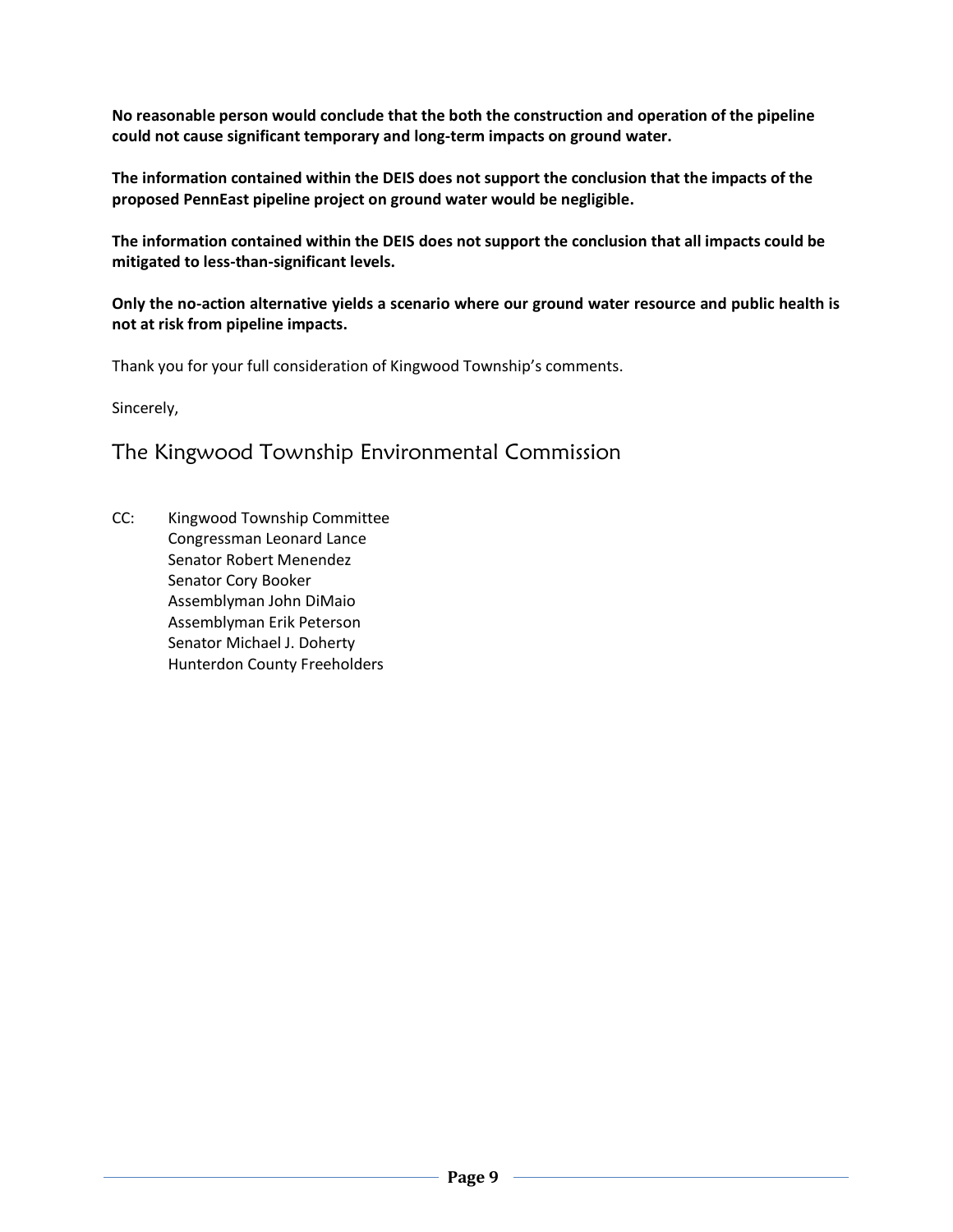**No reasonable person would conclude that the both the construction and operation of the pipeline could not cause significant temporary and long-term impacts on ground water.**

**The information contained within the DEIS does not support the conclusion that the impacts of the proposed PennEast pipeline project on ground water would be negligible.**

**The information contained within the DEIS does not support the conclusion that all impacts could be mitigated to less-than-significant levels.**

**Only the no-action alternative yields a scenario where our ground water resource and public health is not at risk from pipeline impacts.**

Thank you for your full consideration of Kingwood Township's comments.

Sincerely,

The Kingwood Township Environmental Commission

CC: Kingwood Township Committee
Congressman Leonard Lance
Senator Robert Menendez
Senator Cory Booker
Assemblyman John DiMaio
Assemblyman Erik Peterson
Senator Michael J. Doherty
Hunterdon County Freeholders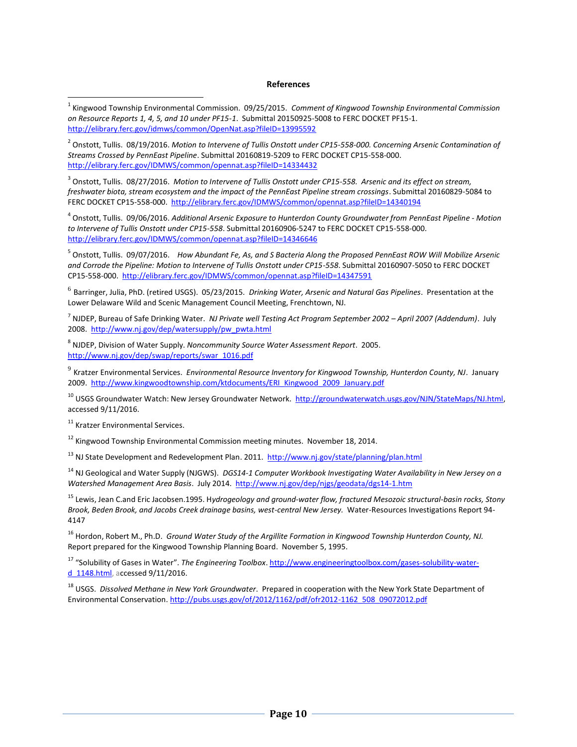**References**

[1] Kingwood Township Environmental Commission. 09/25/2015. *Comment of Kingwood Township Environmental Commission on Resource Reports 1, 4, 5, and 10 under PF15-1*. Submittal 20150925-5008 to FERC DOCKET PF15-1. http://elibrary.ferc.gov/idmws/common/OpenNat.asp?fileID=13995592

[2] Onstott, Tullis. 08/19/2016. *Motion to Intervene of Tullis Onstott under CP15-558-000. Concerning Arsenic Contamination of Streams Crossed by PennEast Pipeline*. Submittal 20160819-5209 to FERC DOCKET CP15-558-000. http://elibrary.ferc.gov/IDMWS/common/opennat.asp?fileID=14334432

[3] Onstott, Tullis. 08/27/2016. *Motion to Intervene of Tullis Onstott under CP15-558. Arsenic and its effect on stream, freshwater biota, stream ecosystem and the impact of the PennEast Pipeline stream crossings*. Submittal 20160829-5084 to FERC DOCKET CP15-558-000. http://elibrary.ferc.gov/IDMWS/common/opennat.asp?fileID=14340194

[4] Onstott, Tullis. 09/06/2016. *Additional Arsenic Exposure to Hunterdon County Groundwater from PennEast Pipeline - Motion to Intervene of Tullis Onstott under CP15-558*. Submittal 20160906-5247 to FERC DOCKET CP15-558-000. http://elibrary.ferc.gov/IDMWS/common/opennat.asp?fileID=14346646

[5] Onstott, Tullis. 09/07/2016. *How Abundant Fe, As, and S Bacteria Along the Proposed PennEast ROW Will Mobilize Arsenic and Corrode the Pipeline: Motion to Intervene of Tullis Onstott under CP15-558*. Submittal 20160907-5050 to FERC DOCKET CP15-558-000. http://elibrary.ferc.gov/IDMWS/common/opennat.asp?fileID=14347591

[6] Barringer, Julia, PhD. (retired USGS). 05/23/2015. *Drinking Water, Arsenic and Natural Gas Pipelines*. Presentation at the Lower Delaware Wild and Scenic Management Council Meeting, Frenchtown, NJ.

[7] NJDEP, Bureau of Safe Drinking Water. *NJ Private well Testing Act Program September 2002 – April 2007 (Addendum)*. July 2008. http://www.nj.gov/dep/watersupply/pw_pwta.html

[8] NJDEP, Division of Water Supply. *Noncommunity Source Water Assessment Report*. 2005. http://www.nj.gov/dep/swap/reports/swar_1016.pdf

[9] Kratzer Environmental Services. *Environmental Resource Inventory for Kingwood Township, Hunterdon County, NJ*. January 2009. http://www.kingwoodtownship.com/ktdocuments/ERI_Kingwood_2009_January.pdf

[10] USGS Groundwater Watch: New Jersey Groundwater Network. http://groundwaterwatch.usgs.gov/NJN/StateMaps/NJ.html, accessed 9/11/2016.

[11] Kratzer Environmental Services.

[12] Kingwood Township Environmental Commission meeting minutes. November 18, 2014.

[13] NJ State Development and Redevelopment Plan. 2011. http://www.nj.gov/state/planning/plan.html

[14] NJ Geological and Water Supply (NJGWS). *DGS14-1 Computer Workbook Investigating Water Availability in New Jersey on a Watershed Management Area Basis*. July 2014. http://www.nj.gov/dep/njgs/geodata/dgs14-1.htm

[15] Lewis, Jean C.and Eric Jacobsen.1995. *Hydrogeology and ground-water flow, fractured Mesozoic structural-basin rocks, Stony Brook, Beden Brook, and Jacobs Creek drainage basins, west-central New Jersey.* Water-Resources Investigations Report 94-4147

[16] Hordon, Robert M., Ph.D. *Ground Water Study of the Argillite Formation in Kingwood Township Hunterdon County, NJ.* Report prepared for the Kingwood Township Planning Board. November 5, 1995.

[17] "Solubility of Gases in Water". *The Engineering Toolbox*. http://www.engineeringtoolbox.com/gases-solubility-water-d_1148.html, accessed 9/11/2016.

[18] USGS. *Dissolved Methane in New York Groundwater*. Prepared in cooperation with the New York State Department of Environmental Conservation. http://pubs.usgs.gov/of/2012/1162/pdf/ofr2012-1162_508_09072012.pdf